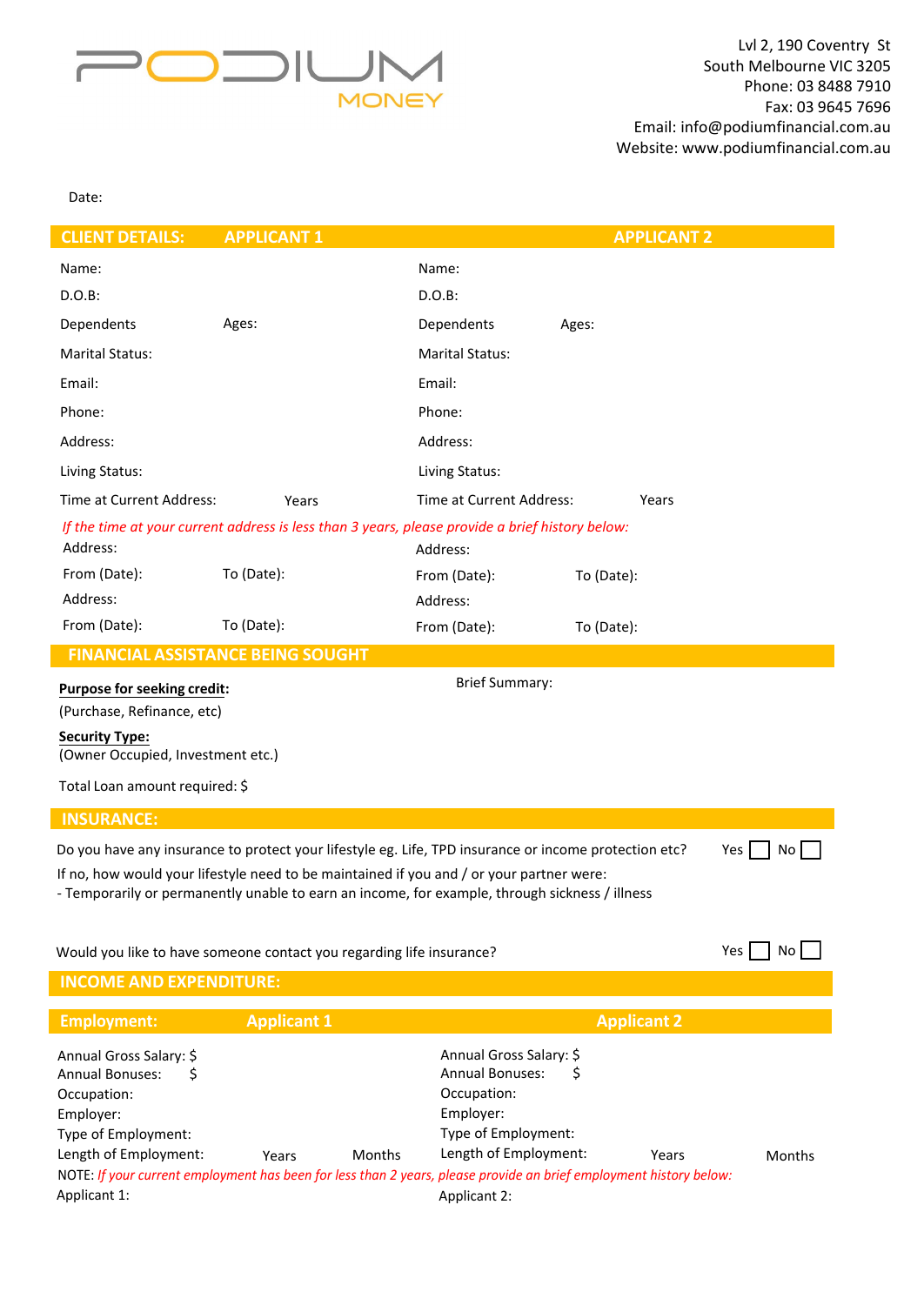PODIUM MONEY

Lvl 2, 190 Coventry St
South Melbourne VIC 3205
Phone: 03 8488 7910
Fax: 03 9645 7696
Email: info@podiumfinancial.com.au
Website: www.podiumfinancial.com.au

Date:

## CLIENT DETAILS:

| APPLICANT 1 | | APPLICANT 2 | |
|---|---|---|---|
| Name: | | Name: | |
| D.O.B: | | D.O.B: | |
| Dependents | Ages: | Dependents | Ages: |
| Marital Status: | | Marital Status: | |
| Email: | | Email: | |
| Phone: | | Phone: | |
| Address: | | Address: | |
| Living Status: | | Living Status: | |
| Time at Current Address: | Years | Time at Current Address: | Years |

*If the time at your current address is less than 3 years, please provide a brief history below:*

| Applicant 1 | | Applicant 2 | |
|---|---|---|---|
| Address: | | Address: | |
| From (Date): | To (Date): | From (Date): | To (Date): |
| Address: | | Address: | |
| From (Date): | To (Date): | From (Date): | To (Date): |

## FINANCIAL ASSISTANCE BEING SOUGHT

**Purpose for seeking credit:**
(Purchase, Refinance, etc)

**Security Type:**
(Owner Occupied, Investment etc.)

Total Loan amount required: $

Brief Summary:

## INSURANCE:

Do you have any insurance to protect your lifestyle eg. Life, TPD insurance or income protection etc? Yes ☐ No ☐

If no, how would your lifestyle need to be maintained if you and / or your partner were:
- Temporarily or permanently unable to earn an income, for example, through sickness / illness

Would you like to have someone contact you regarding life insurance? Yes ☐ No ☐

## INCOME AND EXPENDITURE:

### Employment:

| Applicant 1 | | | Applicant 2 | | |
|---|---|---|---|---|---|
| Annual Gross Salary: $ | | | Annual Gross Salary: $ | | |
| Annual Bonuses: $ | | | Annual Bonuses: $ | | |
| Occupation: | | | Occupation: | | |
| Employer: | | | Employer: | | |
| Type of Employment: | | | Type of Employment: | | |
| Length of Employment: | Years | Months | Length of Employment: | Years | Months |

NOTE: *If your current employment has been for less than 2 years, please provide an brief employment history below:*

Applicant 1:

Applicant 2: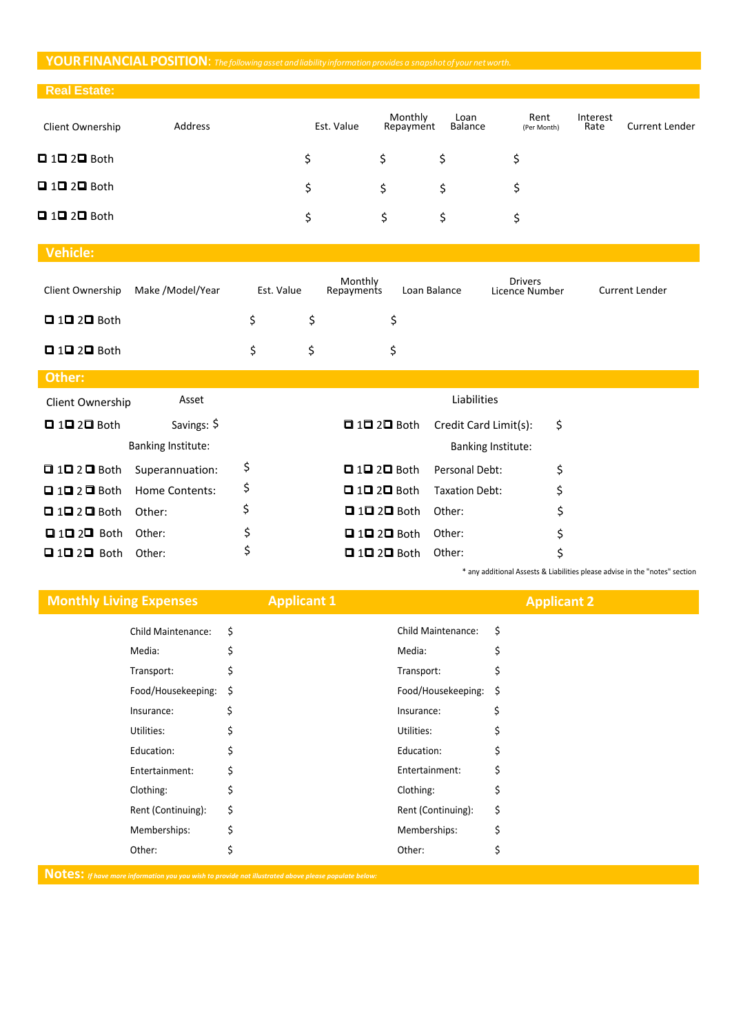## YOUR FINANCIAL POSITION: *The following asset and liability information provides a snapshot of your net worth.*

### Real Estate:

| Client Ownership | Address | Est. Value | Monthly Repayment | Loan Balance | Rent (Per Month) | Interest Rate | Current Lender |
|---|---|---|---|---|---|---|---|
| ❑ 1❑ 2❑ Both | | $ | $ | $ | $ | | |
| ❑ 1❑ 2❑ Both | | $ | $ | $ | $ | | |
| ❑ 1❑ 2❑ Both | | $ | $ | $ | $ | | |

### Vehicle:

| Client Ownership | Make /Model/Year | Est. Value | Monthly Repayments | Loan Balance | Drivers Licence Number | Current Lender |
|---|---|---|---|---|---|---|
| ❑ 1❑ 2❑ Both | | $ | $ | $ | | |
| ❑ 1❑ 2❑ Both | | $ | $ | $ | | |

### Other:

| Client Ownership | Asset | | Client Ownership | Liabilities | |
|---|---|---|---|---|---|
| ❑ 1❑ 2❑ Both | Savings: | $ | ❑ 1❑ 2❑ Both | Credit Card Limit(s): | $ |
| | Banking Institute: | | | Banking Institute: | |
| ❑ 1❑ 2 ❑ Both | Superannuation: | $ | ❑ 1❑ 2❑ Both | Personal Debt: | $ |
| ❑ 1❑ 2 ❑ Both | Home Contents: | $ | ❑ 1❑ 2❑ Both | Taxation Debt: | $ |
| ❑ 1❑ 2 ❑ Both | Other: | $ | ❑ 1❑ 2❑ Both | Other: | $ |
| ❑ 1❑ 2❑ Both | Other: | $ | ❑ 1❑ 2❑ Both | Other: | $ |
| ❑ 1❑ 2❑ Both | Other: | $ | ❑ 1❑ 2❑ Both | Other: | $ |

\* any additional Assests & Liabilities please advise in the "notes" section

## Monthly Living Expenses

| Applicant 1 | | Applicant 2 | |
|---|---|---|---|
| Child Maintenance: | $ | Child Maintenance: | $ |
| Media: | $ | Media: | $ |
| Transport: | $ | Transport: | $ |
| Food/Housekeeping: | $ | Food/Housekeeping: | $ |
| Insurance: | $ | Insurance: | $ |
| Utilities: | $ | Utilities: | $ |
| Education: | $ | Education: | $ |
| Entertainment: | $ | Entertainment: | $ |
| Clothing: | $ | Clothing: | $ |
| Rent (Continuing): | $ | Rent (Continuing): | $ |
| Memberships: | $ | Memberships: | $ |
| Other: | $ | Other: | $ |

## Notes: *If have more information you you wish to provide not illustrated above please populate below:*